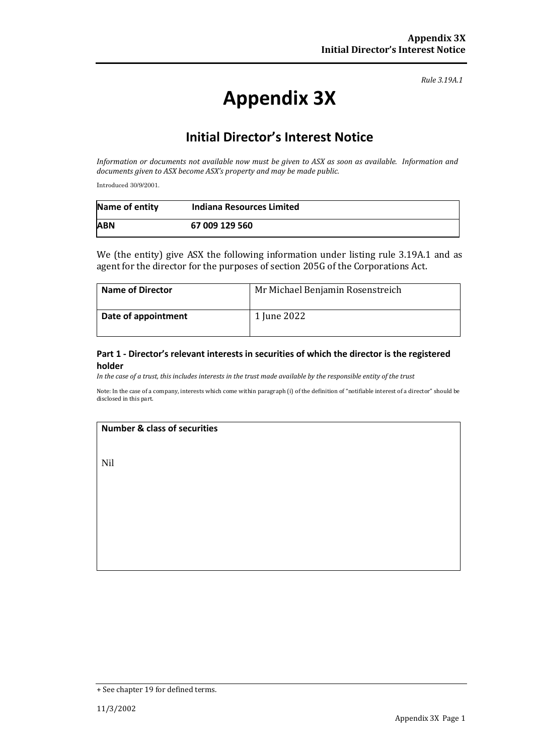*Rule 3.19A.1*

# Appendix 3X

## Initial Director's Interest Notice

*Information or documents not available now must be given to ASX as soon as available. Information and documents given to ASX become ASX's property and may be made public.*

Introduced 30/9/2001.

| **Name of entity** | **Indiana Resources Limited** |
|---|---|
| **ABN** | **67 009 129 560** |

We (the entity) give ASX the following information under listing rule 3.19A.1 and as agent for the director for the purposes of section 205G of the Corporations Act.

| **Name of Director** | Mr Michael Benjamin Rosenstreich |
|---|---|
| **Date of appointment** | 1 June 2022 |

### Part 1 - Director's relevant interests in securities of which the director is the registered holder

*In the case of a trust, this includes interests in the trust made available by the responsible entity of the trust*

Note: In the case of a company, interests which come within paragraph (i) of the definition of "notifiable interest of a director" should be disclosed in this part.

| **Number & class of securities** |
|---|
| Nil |

+ See chapter 19 for defined terms.

11/3/2002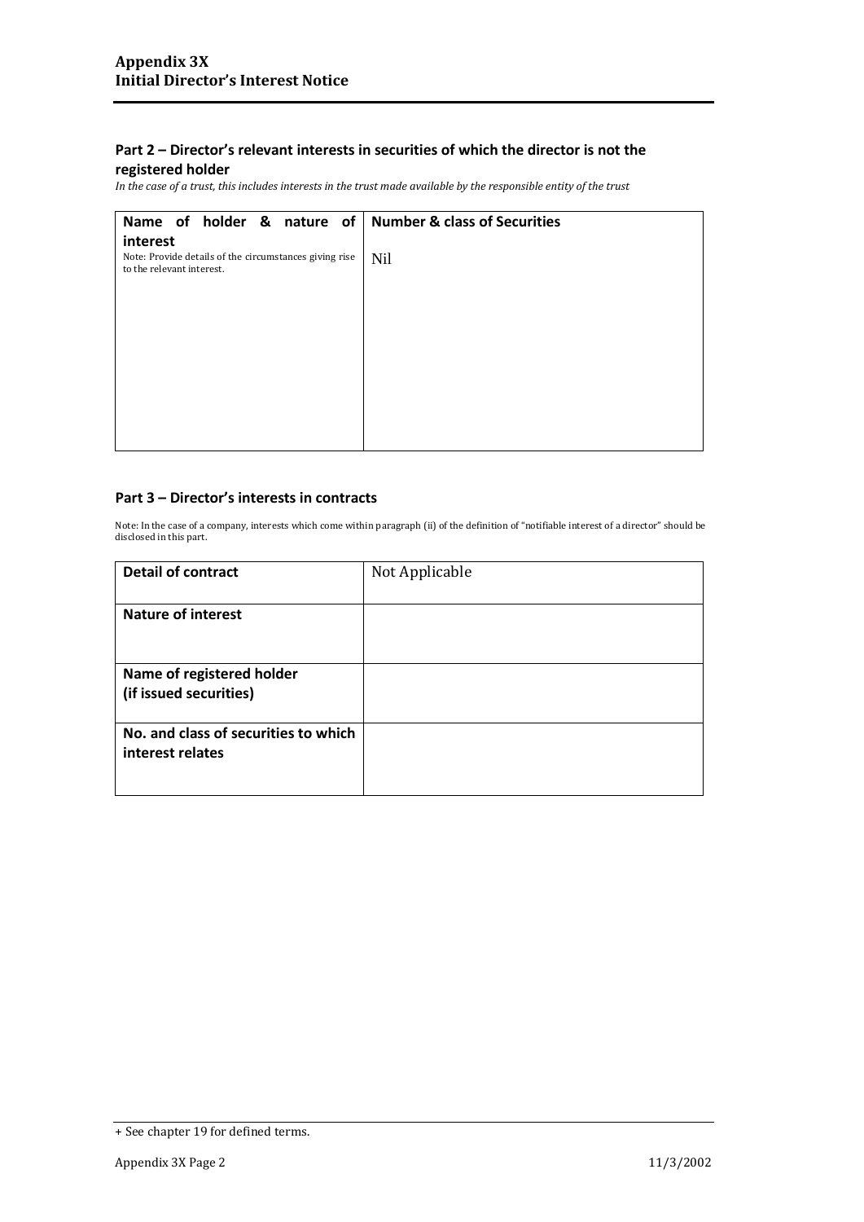## Part 2 – Director's relevant interests in securities of which the director is not the registered holder

*In the case of a trust, this includes interests in the trust made available by the responsible entity of the trust*

| Name of holder & nature of interest<br>Note: Provide details of the circumstances giving rise to the relevant interest. | Number & class of Securities |
|---|---|
| | Nil |

## Part 3 – Director's interests in contracts

Note: In the case of a company, interests which come within paragraph (ii) of the definition of "notifiable interest of a director" should be disclosed in this part.

| | |
|---|---|
| **Detail of contract** | Not Applicable |
| **Nature of interest** | |
| **Name of registered holder (if issued securities)** | |
| **No. and class of securities to which interest relates** | |

+ See chapter 19 for defined terms.